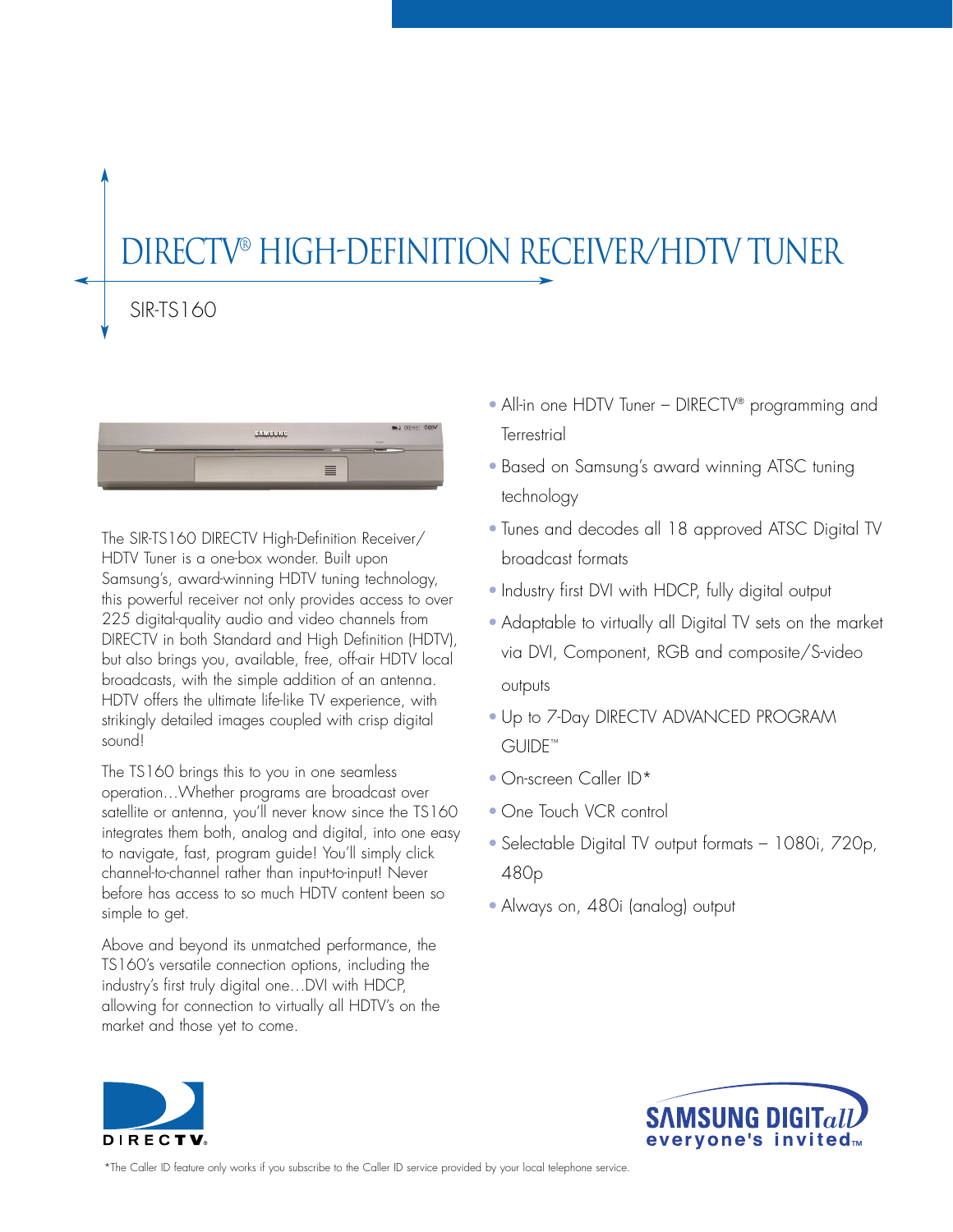# DIRECTV® HIGH-DEFINITION RECEIVER/HDTV TUNER

## SIR-TS160

The SIR-TS160 DIRECTV High-Definition Receiver/ HDTV Tuner is a one-box wonder. Built upon Samsung's, award-winning HDTV tuning technology, this powerful receiver not only provides access to over 225 digital-quality audio and video channels from DIRECTV in both Standard and High Definition (HDTV), but also brings you, available, free, off-air HDTV local broadcasts, with the simple addition of an antenna. HDTV offers the ultimate life-like TV experience, with strikingly detailed images coupled with crisp digital sound!

The TS160 brings this to you in one seamless operation…Whether programs are broadcast over satellite or antenna, you'll never know since the TS160 integrates them both, analog and digital, into one easy to navigate, fast, program guide! You'll simply click channel-to-channel rather than input-to-input! Never before has access to so much HDTV content been so simple to get.

Above and beyond its unmatched performance, the TS160's versatile connection options, including the industry's first truly digital one…DVI with HDCP, allowing for connection to virtually all HDTV's on the market and those yet to come.

- All-in one HDTV Tuner – DIRECTV® programming and Terrestrial
- Based on Samsung's award winning ATSC tuning technology
- Tunes and decodes all 18 approved ATSC Digital TV broadcast formats
- Industry first DVI with HDCP, fully digital output
- Adaptable to virtually all Digital TV sets on the market via DVI, Component, RGB and composite/S-video outputs
- Up to 7-Day DIRECTV ADVANCED PROGRAM GUIDE™
- On-screen Caller ID*
- One Touch VCR control
- Selectable Digital TV output formats – 1080i, 720p, 480p
- Always on, 480i (analog) output

DIRECTV®

SAMSUNG DIGITall everyone's invited™

*The Caller ID feature only works if you subscribe to the Caller ID service provided by your local telephone service.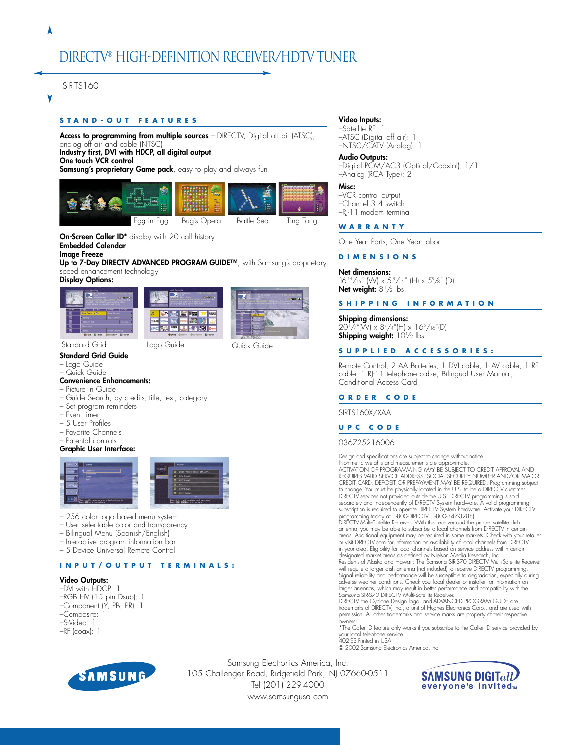# DIRECTV® HIGH-DEFINITION RECEIVER/HDTV TUNER

SIR-TS160

## STAND-OUT FEATURES

**Access to programming from multiple sources** – DIRECTV, Digital off air (ATSC), analog off air and cable (NTSC)
**Industry first, DVI with HDCP, all digital output**
**One touch VCR control**
**Samsung's proprietary Game pack**, easy to play and always fun

Egg in Egg  Bug's Opera  Battle Sea  Ting Tong

**On-Screen Caller ID*** display with 20 call history
**Embedded Calendar**
**Image Freeze**
**Up to 7-Day DIRECTV ADVANCED PROGRAM GUIDE™**, with Samsung's proprietary speed enhancement technology
**Display Options:**

Standard Grid  Logo Guide  Quick Guide

**Standard Grid Guide**
- Logo Guide
- Quick Guide

**Convenience Enhancements:**
- Picture In Guide
- Guide Search, by credits, title, text, category
- Set program reminders
- Event timer
- 5 User Profiles
- Favorite Channels
- Parental controls

**Graphic User Interface:**

- 256 color logo based menu system
- User selectable color and transparency
- Bilingual Menu (Spanish/English)
- Interactive program information bar
- 5 Device Universal Remote Control

## INPUT/OUTPUT TERMINALS:

**Video Outputs:**
- DVI with HDCP: 1
- RGB HV (15 pin Dsub): 1
- Component (Y, PB, PR): 1
- Composite: 1
- S-Video: 1
- RF (coax): 1

**Video Inputs:**
- Satellite RF: 1
- ATSC (Digital off air): 1
- NTSC/CATV (Analog): 1

**Audio Outputs:**
- Digital PCM/AC3 (Optical/Coaxial): 1/1
- Analog (RCA Type): 2

**Misc:**
- VCR control output
- Channel 3 4 switch
- RJ-11 modem terminal

## WARRANTY

One Year Parts, One Year Labor

## DIMENSIONS

**Net dimensions:**
16 15/16" (W) x 5 3/16" (H) x 5 5/8" (D)
**Net weight:** 8 1/2 lbs.

## SHIPPING INFORMATION

**Shipping dimensions:**
20 1/4"(W) x 8 3/4"(H) x 16 5/16"(D)
**Shipping weight:** 10 1/2 lbs.

## SUPPLIED ACCESSORIES:

Remote Control, 2 AA Batteries, 1 DVI cable, 1 AV cable, 1 RF cable, 1 RJ-11 telephone cable, Bilingual User Manual, Conditional Access Card

## ORDER CODE

SIRTS160X/XAA

## UPC CODE

036725216006

Design and specifications are subject to change without notice.
Non-metric weights and measurements are approximate.
ACTIVATION OF PROGRAMMING MAY BE SUBJECT TO CREDIT APPROVAL AND REQUIRES VALID SERVICE ADDRESS, SOCIAL SECURITY NUMBER AND/OR MAJOR CREDIT CARD. DEPOSIT OR PREPAYMENT MAY BE REQUIRED. Programming subject to change. You must be physically located in the U.S. to be a DIRECTV customer. DIRECTV services not provided outside the U.S. DIRECTV programming is sold separately and independently of DIRECTV System hardware. A valid programming subscription is required to operate DIRECTV System hardware. Activate your DIRECTV programming today at 1-800-DIRECTV (1-800-347-3288).
DIRECTV Multi-Satellite Receiver: With this receiver and the proper satellite dish antenna, you may be able to subscribe to local channels from DIRECTV in certain areas. Additional equipment may be required in some markets. Check with your retailer or visit DIRECTV.com for information on availability of local channels from DIRECTV in your area. Eligibility for local channels based on service address within certain designated market areas as defined by Nielson Media Research, Inc.
Residents of Alaska and Hawaii: The Samsung SIR-S70 DIRECTV Multi-Satellite Receiver will require a larger dish antenna (not included) to receive DIRECTV programming. Signal reliability and performance will be susceptible to degradation, especially during adverse weather conditions. Check your local dealer or installer for information on larger antennas, which may result in better performance and compatibility with the Samsung SIR-S70 DIRECTV Multi-Satellite Receiver.
DIRECTV, the Cyclone Design logo and ADVANCED PROGRAM GUIDE are trademarks of DIRECTV, Inc., a unit of Hughes Electronics Corp., and are used with permission. All other trademarks and service marks are property of their respective owners.
*The Caller ID feature only works if you subscribe to the Caller ID service provided by your local telephone service.
402-SS Printed in USA
© 2002 Samsung Electronics America, Inc.

Samsung Electronics America, Inc.
105 Challenger Road, Ridgefield Park, NJ 07660-0511
Tel (201) 229-4000
www.samsungusa.com

SAMSUNG DIGITall everyone's invited™